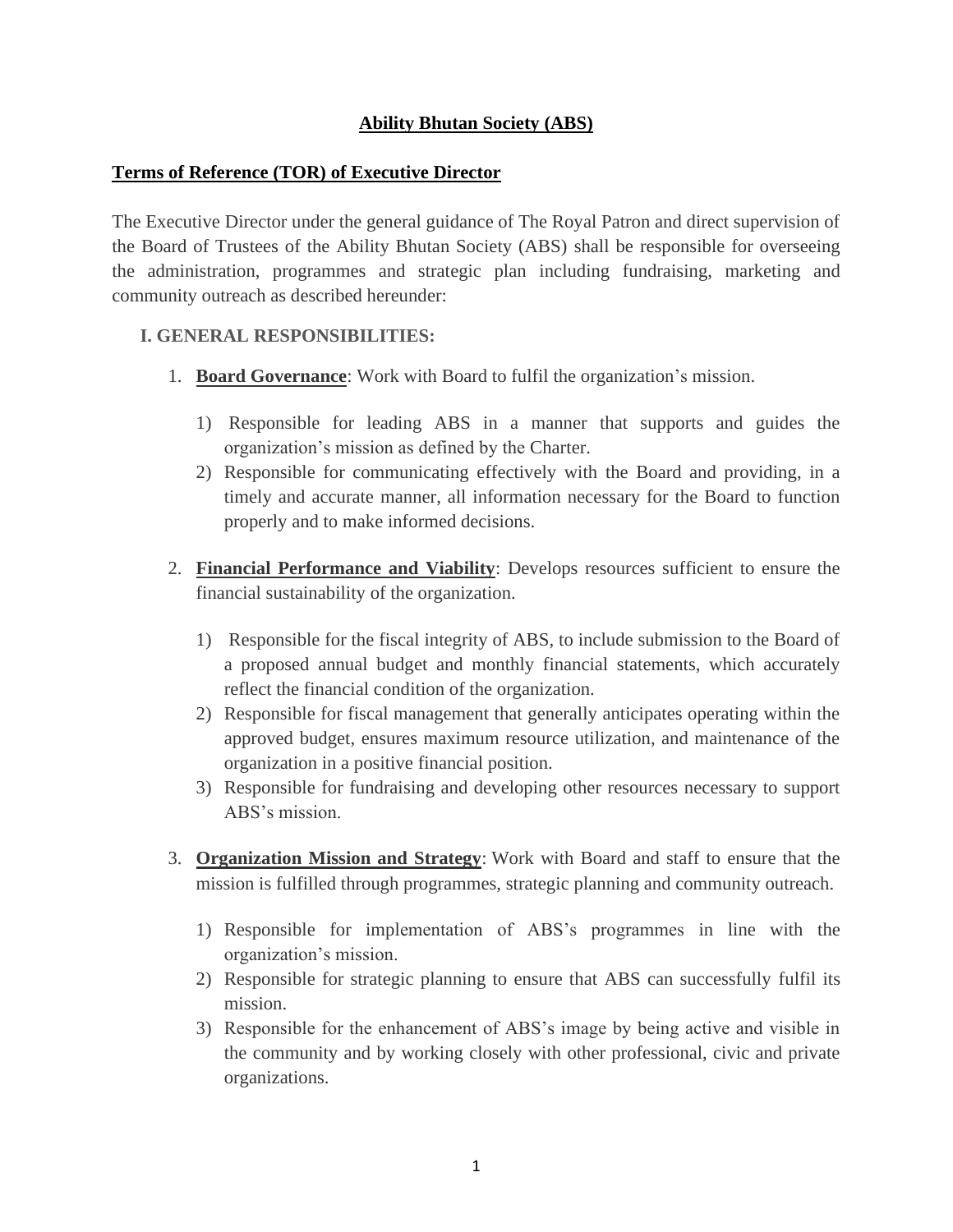# Ability Bhutan Society (ABS)

## Terms of Reference (TOR) of Executive Director

The Executive Director under the general guidance of The Royal Patron and direct supervision of the Board of Trustees of the Ability Bhutan Society (ABS) shall be responsible for overseeing the administration, programmes and strategic plan including fundraising, marketing and community outreach as described hereunder:

### I. GENERAL RESPONSIBILITIES:

1. **Board Governance**: Work with Board to fulfil the organization's mission.

    1) Responsible for leading ABS in a manner that supports and guides the organization's mission as defined by the Charter.
    2) Responsible for communicating effectively with the Board and providing, in a timely and accurate manner, all information necessary for the Board to function properly and to make informed decisions.

2. **Financial Performance and Viability**: Develops resources sufficient to ensure the financial sustainability of the organization.

    1) Responsible for the fiscal integrity of ABS, to include submission to the Board of a proposed annual budget and monthly financial statements, which accurately reflect the financial condition of the organization.
    2) Responsible for fiscal management that generally anticipates operating within the approved budget, ensures maximum resource utilization, and maintenance of the organization in a positive financial position.
    3) Responsible for fundraising and developing other resources necessary to support ABS's mission.

3. **Organization Mission and Strategy**: Work with Board and staff to ensure that the mission is fulfilled through programmes, strategic planning and community outreach.

    1) Responsible for implementation of ABS's programmes in line with the organization's mission.
    2) Responsible for strategic planning to ensure that ABS can successfully fulfil its mission.
    3) Responsible for the enhancement of ABS's image by being active and visible in the community and by working closely with other professional, civic and private organizations.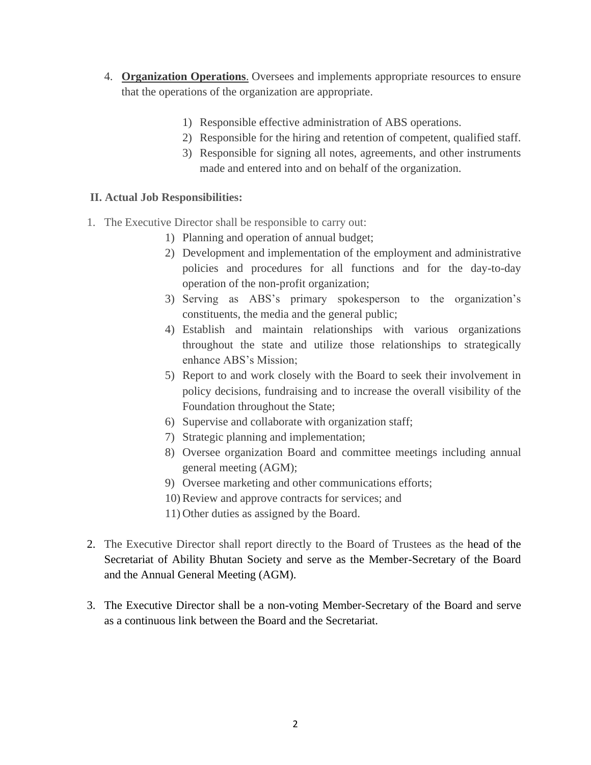4. **Organization Operations**. Oversees and implements appropriate resources to ensure that the operations of the organization are appropriate.

    1) Responsible effective administration of ABS operations.
    2) Responsible for the hiring and retention of competent, qualified staff.
    3) Responsible for signing all notes, agreements, and other instruments made and entered into and on behalf of the organization.

**II. Actual Job Responsibilities:**

1. The Executive Director shall be responsible to carry out:
    1) Planning and operation of annual budget;
    2) Development and implementation of the employment and administrative policies and procedures for all functions and for the day-to-day operation of the non-profit organization;
    3) Serving as ABS's primary spokesperson to the organization's constituents, the media and the general public;
    4) Establish and maintain relationships with various organizations throughout the state and utilize those relationships to strategically enhance ABS's Mission;
    5) Report to and work closely with the Board to seek their involvement in policy decisions, fundraising and to increase the overall visibility of the Foundation throughout the State;
    6) Supervise and collaborate with organization staff;
    7) Strategic planning and implementation;
    8) Oversee organization Board and committee meetings including annual general meeting (AGM);
    9) Oversee marketing and other communications efforts;
    10) Review and approve contracts for services; and
    11) Other duties as assigned by the Board.

2. The Executive Director shall report directly to the Board of Trustees as the head of the Secretariat of Ability Bhutan Society and serve as the Member-Secretary of the Board and the Annual General Meeting (AGM).

3. The Executive Director shall be a non-voting Member-Secretary of the Board and serve as a continuous link between the Board and the Secretariat.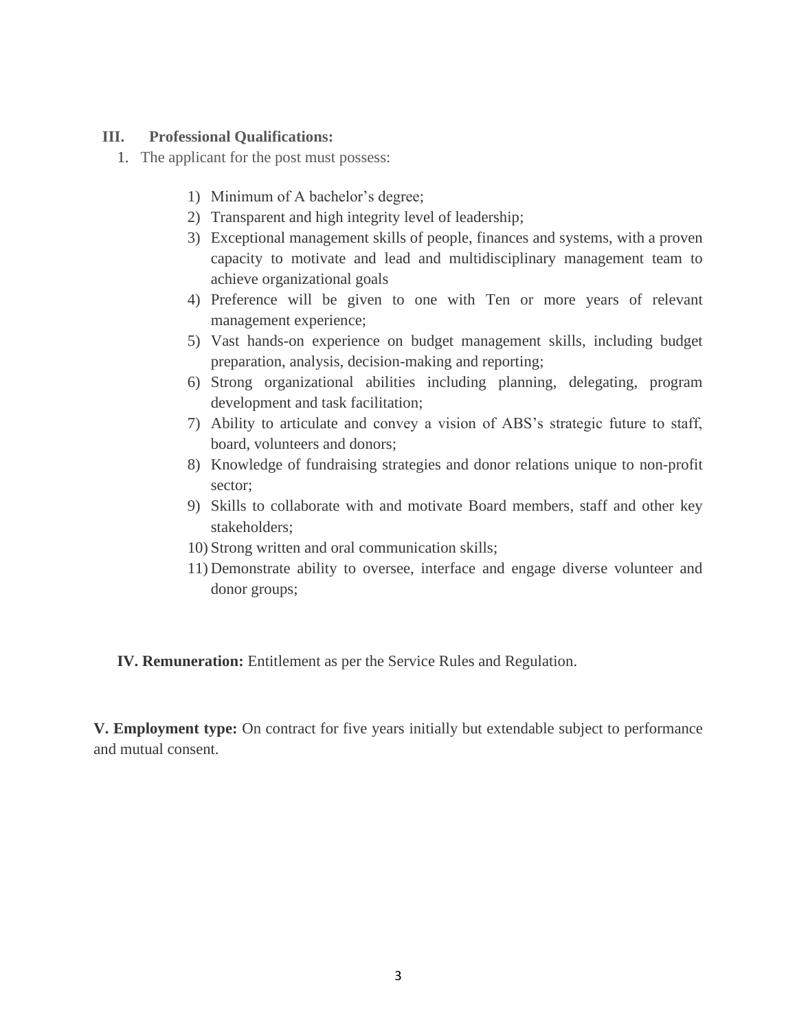## III. Professional Qualifications:

1. The applicant for the post must possess:

    1) Minimum of A bachelor's degree;
    2) Transparent and high integrity level of leadership;
    3) Exceptional management skills of people, finances and systems, with a proven capacity to motivate and lead and multidisciplinary management team to achieve organizational goals
    4) Preference will be given to one with Ten or more years of relevant management experience;
    5) Vast hands-on experience on budget management skills, including budget preparation, analysis, decision-making and reporting;
    6) Strong organizational abilities including planning, delegating, program development and task facilitation;
    7) Ability to articulate and convey a vision of ABS's strategic future to staff, board, volunteers and donors;
    8) Knowledge of fundraising strategies and donor relations unique to non-profit sector;
    9) Skills to collaborate with and motivate Board members, staff and other key stakeholders;
    10) Strong written and oral communication skills;
    11) Demonstrate ability to oversee, interface and engage diverse volunteer and donor groups;

**IV. Remuneration:** Entitlement as per the Service Rules and Regulation.

**V. Employment type:** On contract for five years initially but extendable subject to performance and mutual consent.